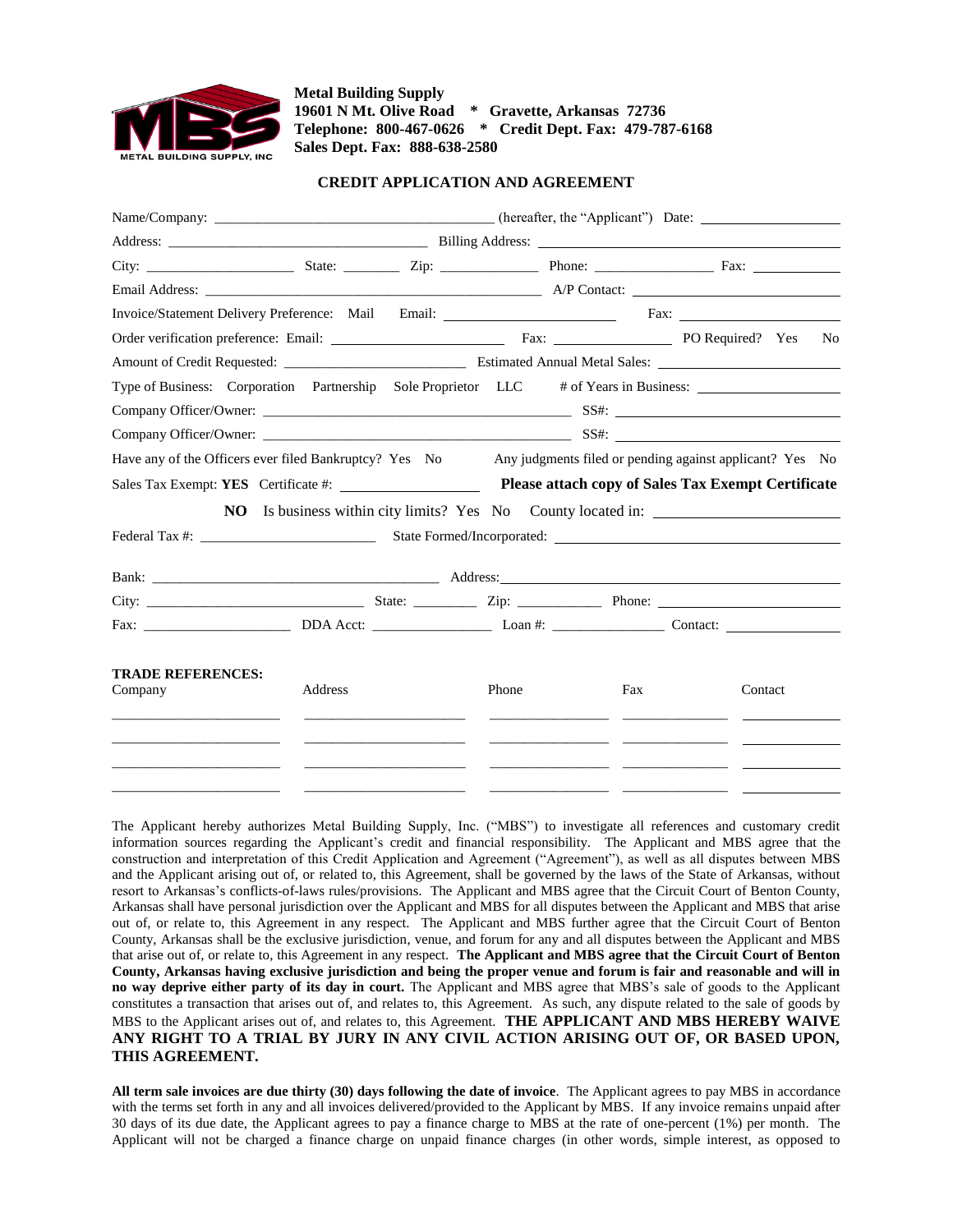**Metal Building Supply**
**19601 N Mt. Olive Road * Gravette, Arkansas 72736**
**Telephone: 800-467-0626 * Credit Dept. Fax: 479-787-6168**
**Sales Dept. Fax: 888-638-2580**

## CREDIT APPLICATION AND AGREEMENT

Name/Company: ______________________________ (hereafter, the "Applicant") Date: ______________

Address: ______________________________ Billing Address: ______________________________

City: ______________ State: ________ Zip: ____________ Phone: ______________ Fax: __________

Email Address: ______________________________ A/P Contact: ______________________

Invoice/Statement Delivery Preference: Mail Email: ________________ Fax: ______________

Order verification preference: Email: ________________ Fax: ____________ PO Required? Yes No

Amount of Credit Requested: ____________________ Estimated Annual Metal Sales: ______________

Type of Business: Corporation Partnership Sole Proprietor LLC # of Years in Business: ______________

Company Officer/Owner: ______________________________ SS#: ______________________

Company Officer/Owner: ______________________________ SS#: ______________________

Have any of the Officers ever filed Bankruptcy? Yes No Any judgments filed or pending against applicant? Yes No

Sales Tax Exempt: **YES** Certificate #: ______________ **Please attach copy of Sales Tax Exempt Certificate**

**NO** Is business within city limits? Yes No County located in: ______________________

Federal Tax #: ____________________ State Formed/Incorporated: ______________________________

Bank: ______________________________ Address: ______________________________

City: ______________________ State: ________ Zip: __________ Phone: ______________________

Fax: ________________ DDA Acct: ______________ Loan #: ______________ Contact: ______________

**TRADE REFERENCES:**

| Company | Address | Phone | Fax | Contact |
|---|---|---|---|---|
| | | | | |
| | | | | |
| | | | | |
| | | | | |

The Applicant hereby authorizes Metal Building Supply, Inc. ("MBS") to investigate all references and customary credit information sources regarding the Applicant's credit and financial responsibility. The Applicant and MBS agree that the construction and interpretation of this Credit Application and Agreement ("Agreement"), as well as all disputes between MBS and the Applicant arising out of, or related to, this Agreement, shall be governed by the laws of the State of Arkansas, without resort to Arkansas's conflicts-of-laws rules/provisions. The Applicant and MBS agree that the Circuit Court of Benton County, Arkansas shall have personal jurisdiction over the Applicant and MBS for all disputes between the Applicant and MBS that arise out of, or relate to, this Agreement in any respect. The Applicant and MBS further agree that the Circuit Court of Benton County, Arkansas shall be the exclusive jurisdiction, venue, and forum for any and all disputes between the Applicant and MBS that arise out of, or relate to, this Agreement in any respect. **The Applicant and MBS agree that the Circuit Court of Benton County, Arkansas having exclusive jurisdiction and being the proper venue and forum is fair and reasonable and will in no way deprive either party of its day in court.** The Applicant and MBS agree that MBS's sale of goods to the Applicant constitutes a transaction that arises out of, and relates to, this Agreement. As such, any dispute related to the sale of goods by MBS to the Applicant arises out of, and relates to, this Agreement. **THE APPLICANT AND MBS HEREBY WAIVE ANY RIGHT TO A TRIAL BY JURY IN ANY CIVIL ACTION ARISING OUT OF, OR BASED UPON, THIS AGREEMENT.**

**All term sale invoices are due thirty (30) days following the date of invoice**. The Applicant agrees to pay MBS in accordance with the terms set forth in any and all invoices delivered/provided to the Applicant by MBS. If any invoice remains unpaid after 30 days of its due date, the Applicant agrees to pay a finance charge to MBS at the rate of one-percent (1%) per month. The Applicant will not be charged a finance charge on unpaid finance charges (in other words, simple interest, as opposed to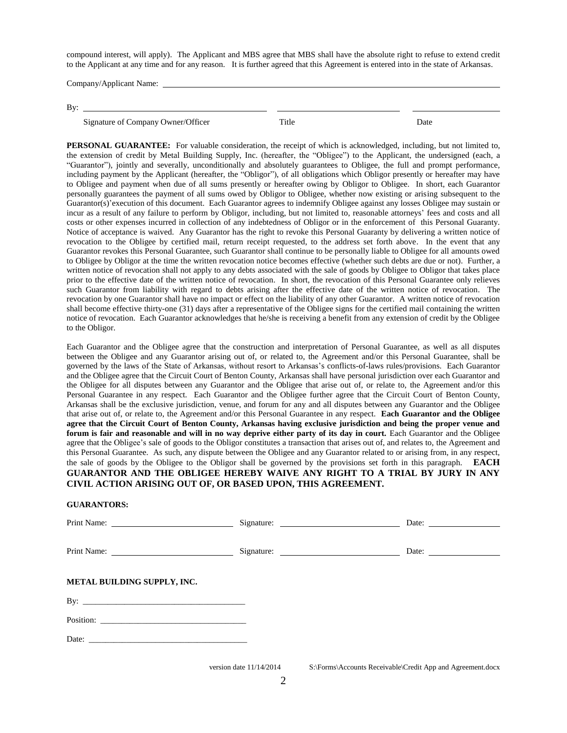compound interest, will apply). The Applicant and MBS agree that MBS shall have the absolute right to refuse to extend credit to the Applicant at any time and for any reason. It is further agreed that this Agreement is entered into in the state of Arkansas.

Company/Applicant Name: ______________________________

By: ______________________________ ______________________________ ______________________________

Signature of Company Owner/Officer Title Date

**PERSONAL GUARANTEE:** For valuable consideration, the receipt of which is acknowledged, including, but not limited to, the extension of credit by Metal Building Supply, Inc. (hereafter, the "Obligee") to the Applicant, the undersigned (each, a "Guarantor"), jointly and severally, unconditionally and absolutely guarantees to Obligee, the full and prompt performance, including payment by the Applicant (hereafter, the "Obligor"), of all obligations which Obligor presently or hereafter may have to Obligee and payment when due of all sums presently or hereafter owing by Obligor to Obligee. In short, each Guarantor personally guarantees the payment of all sums owed by Obligor to Obligee, whether now existing or arising subsequent to the Guarantor(s)'execution of this document. Each Guarantor agrees to indemnify Obligee against any losses Obligee may sustain or incur as a result of any failure to perform by Obligor, including, but not limited to, reasonable attorneys' fees and costs and all costs or other expenses incurred in collection of any indebtedness of Obligor or in the enforcement of this Personal Guaranty. Notice of acceptance is waived. Any Guarantor has the right to revoke this Personal Guaranty by delivering a written notice of revocation to the Obligee by certified mail, return receipt requested, to the address set forth above. In the event that any Guarantor revokes this Personal Guarantee, such Guarantor shall continue to be personally liable to Obligee for all amounts owed to Obligee by Obligor at the time the written revocation notice becomes effective (whether such debts are due or not). Further, a written notice of revocation shall not apply to any debts associated with the sale of goods by Obligee to Obligor that takes place prior to the effective date of the written notice of revocation. In short, the revocation of this Personal Guarantee only relieves such Guarantor from liability with regard to debts arising after the effective date of the written notice of revocation. The revocation by one Guarantor shall have no impact or effect on the liability of any other Guarantor. A written notice of revocation shall become effective thirty-one (31) days after a representative of the Obligee signs for the certified mail containing the written notice of revocation. Each Guarantor acknowledges that he/she is receiving a benefit from any extension of credit by the Obligee to the Obligor.

Each Guarantor and the Obligee agree that the construction and interpretation of Personal Guarantee, as well as all disputes between the Obligee and any Guarantor arising out of, or related to, the Agreement and/or this Personal Guarantee, shall be governed by the laws of the State of Arkansas, without resort to Arkansas's conflicts-of-laws rules/provisions. Each Guarantor and the Obligee agree that the Circuit Court of Benton County, Arkansas shall have personal jurisdiction over each Guarantor and the Obligee for all disputes between any Guarantor and the Obligee that arise out of, or relate to, the Agreement and/or this Personal Guarantee in any respect. Each Guarantor and the Obligee further agree that the Circuit Court of Benton County, Arkansas shall be the exclusive jurisdiction, venue, and forum for any and all disputes between any Guarantor and the Obligee that arise out of, or relate to, the Agreement and/or this Personal Guarantee in any respect. **Each Guarantor and the Obligee agree that the Circuit Court of Benton County, Arkansas having exclusive jurisdiction and being the proper venue and forum is fair and reasonable and will in no way deprive either party of its day in court.** Each Guarantor and the Obligee agree that the Obligee's sale of goods to the Obligor constitutes a transaction that arises out of, and relates to, the Agreement and this Personal Guarantee. As such, any dispute between the Obligee and any Guarantor related to or arising from, in any respect, the sale of goods by the Obligee to the Obligor shall be governed by the provisions set forth in this paragraph. **EACH GUARANTOR AND THE OBLIGEE HEREBY WAIVE ANY RIGHT TO A TRIAL BY JURY IN ANY CIVIL ACTION ARISING OUT OF, OR BASED UPON, THIS AGREEMENT.**

**GUARANTORS:**

Print Name: ______________________________ Signature: ______________________________ Date: ____________________

Print Name: ______________________________ Signature: ______________________________ Date: ____________________

**METAL BUILDING SUPPLY, INC.**

By: ______________________________

Position: ______________________________

Date: ______________________________

version date 11/14/2014 S:\Forms\Accounts Receivable\Credit App and Agreement.docx